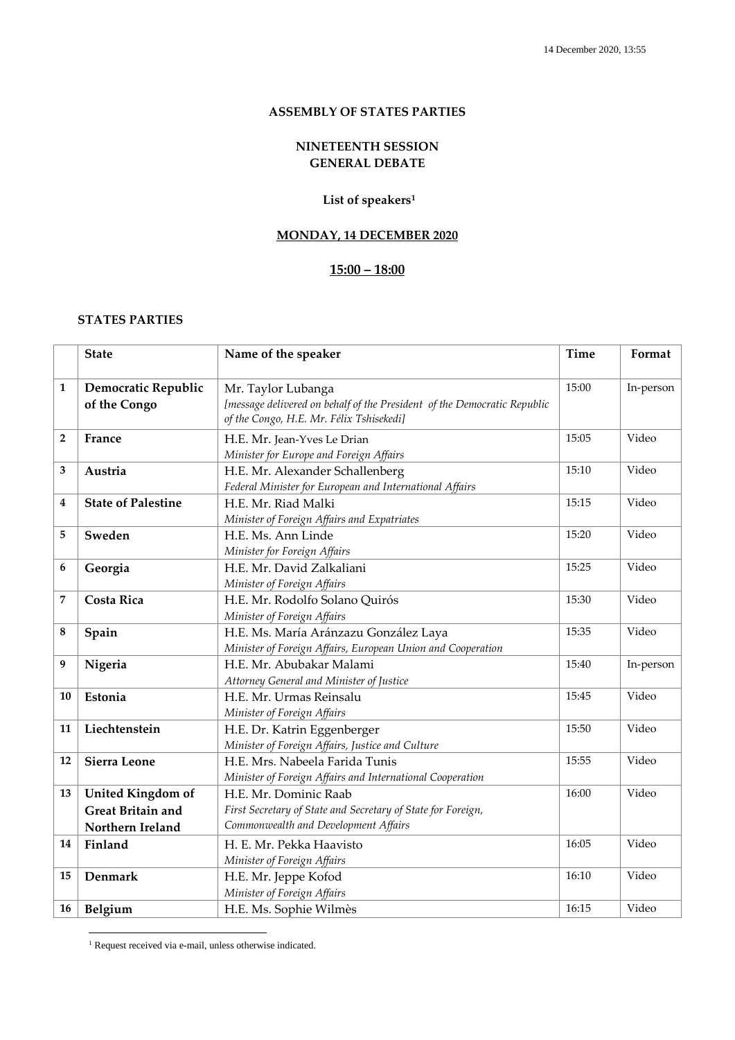14 December 2020, 13:55

**ASSEMBLY OF STATES PARTIES**

**NINETEENTH SESSION**
**GENERAL DEBATE**

**List of speakers[1]**

**MONDAY, 14 DECEMBER 2020**

**15:00 – 18:00**

**STATES PARTIES**

| | State | Name of the speaker | Time | Format |
|---|---|---|---|---|
| 1 | **Democratic Republic of the Congo** | Mr. Taylor Lubanga<br>*[message delivered on behalf of the President of the Democratic Republic of the Congo, H.E. Mr. Félix Tshisekedi]* | 15:00 | In-person |
| 2 | **France** | H.E. Mr. Jean-Yves Le Drian<br>*Minister for Europe and Foreign Affairs* | 15:05 | Video |
| 3 | **Austria** | H.E. Mr. Alexander Schallenberg<br>*Federal Minister for European and International Affairs* | 15:10 | Video |
| 4 | **State of Palestine** | H.E. Mr. Riad Malki<br>*Minister of Foreign Affairs and Expatriates* | 15:15 | Video |
| 5 | **Sweden** | H.E. Ms. Ann Linde<br>*Minister for Foreign Affairs* | 15:20 | Video |
| 6 | **Georgia** | H.E. Mr. David Zalkaliani<br>*Minister of Foreign Affairs* | 15:25 | Video |
| 7 | **Costa Rica** | H.E. Mr. Rodolfo Solano Quirós<br>*Minister of Foreign Affairs* | 15:30 | Video |
| 8 | **Spain** | H.E. Ms. María Aránzazu González Laya<br>*Minister of Foreign Affairs, European Union and Cooperation* | 15:35 | Video |
| 9 | **Nigeria** | H.E. Mr. Abubakar Malami<br>*Attorney General and Minister of Justice* | 15:40 | In-person |
| 10 | **Estonia** | H.E. Mr. Urmas Reinsalu<br>*Minister of Foreign Affairs* | 15:45 | Video |
| 11 | **Liechtenstein** | H.E. Dr. Katrin Eggenberger<br>*Minister of Foreign Affairs, Justice and Culture* | 15:50 | Video |
| 12 | **Sierra Leone** | H.E. Mrs. Nabeela Farida Tunis<br>*Minister of Foreign Affairs and International Cooperation* | 15:55 | Video |
| 13 | **United Kingdom of Great Britain and Northern Ireland** | H.E. Mr. Dominic Raab<br>*First Secretary of State and Secretary of State for Foreign, Commonwealth and Development Affairs* | 16:00 | Video |
| 14 | **Finland** | H. E. Mr. Pekka Haavisto<br>*Minister of Foreign Affairs* | 16:05 | Video |
| 15 | **Denmark** | H.E. Mr. Jeppe Kofod<br>*Minister of Foreign Affairs* | 16:10 | Video |
| 16 | **Belgium** | H.E. Ms. Sophie Wilmès | 16:15 | Video |

[1] Request received via e-mail, unless otherwise indicated.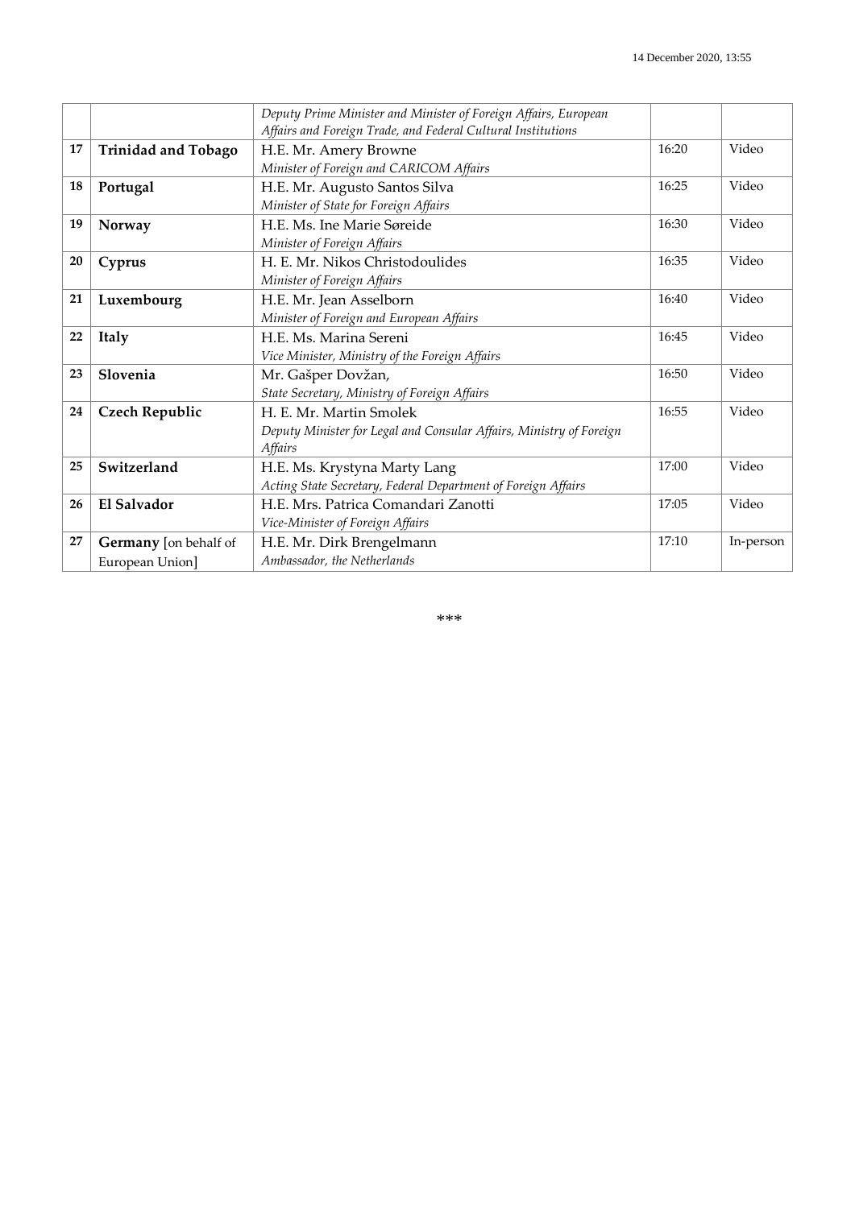| | | | | |
|---|---|---|---|---|
| | | *Deputy Prime Minister and Minister of Foreign Affairs, European Affairs and Foreign Trade, and Federal Cultural Institutions* | | |
| **17** | **Trinidad and Tobago** | H.E. Mr. Amery Browne<br>*Minister of Foreign and CARICOM Affairs* | 16:20 | Video |
| **18** | **Portugal** | H.E. Mr. Augusto Santos Silva<br>*Minister of State for Foreign Affairs* | 16:25 | Video |
| **19** | **Norway** | H.E. Ms. Ine Marie Søreide<br>*Minister of Foreign Affairs* | 16:30 | Video |
| **20** | **Cyprus** | H. E. Mr. Nikos Christodoulides<br>*Minister of Foreign Affairs* | 16:35 | Video |
| **21** | **Luxembourg** | H.E. Mr. Jean Asselborn<br>*Minister of Foreign and European Affairs* | 16:40 | Video |
| **22** | **Italy** | H.E. Ms. Marina Sereni<br>*Vice Minister, Ministry of the Foreign Affairs* | 16:45 | Video |
| **23** | **Slovenia** | Mr. Gašper Dovžan,<br>*State Secretary, Ministry of Foreign Affairs* | 16:50 | Video |
| **24** | **Czech Republic** | H. E. Mr. Martin Smolek<br>*Deputy Minister for Legal and Consular Affairs, Ministry of Foreign Affairs* | 16:55 | Video |
| **25** | **Switzerland** | H.E. Ms. Krystyna Marty Lang<br>*Acting State Secretary, Federal Department of Foreign Affairs* | 17:00 | Video |
| **26** | **El Salvador** | H.E. Mrs. Patrica Comandari Zanotti<br>*Vice-Minister of Foreign Affairs* | 17:05 | Video |
| **27** | **Germany** [on behalf of European Union] | H.E. Mr. Dirk Brengelmann<br>*Ambassador, the Netherlands* | 17:10 | In-person |

***